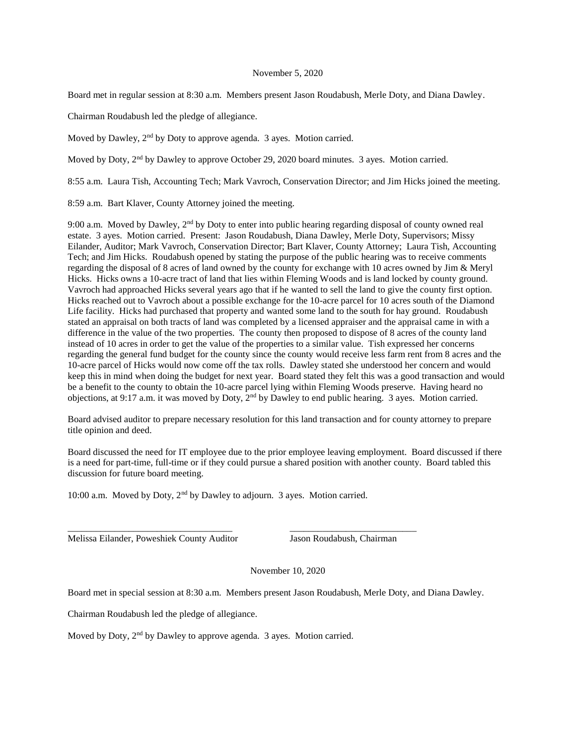November 5, 2020

Board met in regular session at 8:30 a.m. Members present Jason Roudabush, Merle Doty, and Diana Dawley.

Chairman Roudabush led the pledge of allegiance.

Moved by Dawley, 2nd by Doty to approve agenda. 3 ayes. Motion carried.

Moved by Doty, 2nd by Dawley to approve October 29, 2020 board minutes. 3 ayes. Motion carried.

8:55 a.m. Laura Tish, Accounting Tech; Mark Vavroch, Conservation Director; and Jim Hicks joined the meeting.

8:59 a.m. Bart Klaver, County Attorney joined the meeting.

9:00 a.m. Moved by Dawley, 2nd by Doty to enter into public hearing regarding disposal of county owned real estate. 3 ayes. Motion carried. Present: Jason Roudabush, Diana Dawley, Merle Doty, Supervisors; Missy Eilander, Auditor; Mark Vavroch, Conservation Director; Bart Klaver, County Attorney; Laura Tish, Accounting Tech; and Jim Hicks. Roudabush opened by stating the purpose of the public hearing was to receive comments regarding the disposal of 8 acres of land owned by the county for exchange with 10 acres owned by Jim & Meryl Hicks. Hicks owns a 10-acre tract of land that lies within Fleming Woods and is land locked by county ground. Vavroch had approached Hicks several years ago that if he wanted to sell the land to give the county first option. Hicks reached out to Vavroch about a possible exchange for the 10-acre parcel for 10 acres south of the Diamond Life facility. Hicks had purchased that property and wanted some land to the south for hay ground. Roudabush stated an appraisal on both tracts of land was completed by a licensed appraiser and the appraisal came in with a difference in the value of the two properties. The county then proposed to dispose of 8 acres of the county land instead of 10 acres in order to get the value of the properties to a similar value. Tish expressed her concerns regarding the general fund budget for the county since the county would receive less farm rent from 8 acres and the 10-acre parcel of Hicks would now come off the tax rolls. Dawley stated she understood her concern and would keep this in mind when doing the budget for next year. Board stated they felt this was a good transaction and would be a benefit to the county to obtain the 10-acre parcel lying within Fleming Woods preserve. Having heard no objections, at 9:17 a.m. it was moved by Doty, 2nd by Dawley to end public hearing. 3 ayes. Motion carried.

Board advised auditor to prepare necessary resolution for this land transaction and for county attorney to prepare title opinion and deed.

Board discussed the need for IT employee due to the prior employee leaving employment. Board discussed if there is a need for part-time, full-time or if they could pursue a shared position with another county. Board tabled this discussion for future board meeting.

10:00 a.m. Moved by Doty, 2nd by Dawley to adjourn. 3 ayes. Motion carried.

\_\_\_\_\_\_\_\_\_\_\_\_\_\_\_\_\_\_\_\_\_\_\_\_\_\_\_\_\_\_\_\_\_\_\_\_ \_\_\_\_\_\_\_\_\_\_\_\_\_\_\_\_\_\_\_\_\_\_\_\_\_\_\_\_

Melissa Eilander, Poweshiek County Auditor Jason Roudabush, Chairman

November 10, 2020

Board met in special session at 8:30 a.m. Members present Jason Roudabush, Merle Doty, and Diana Dawley.

Chairman Roudabush led the pledge of allegiance.

Moved by Doty, 2nd by Dawley to approve agenda. 3 ayes. Motion carried.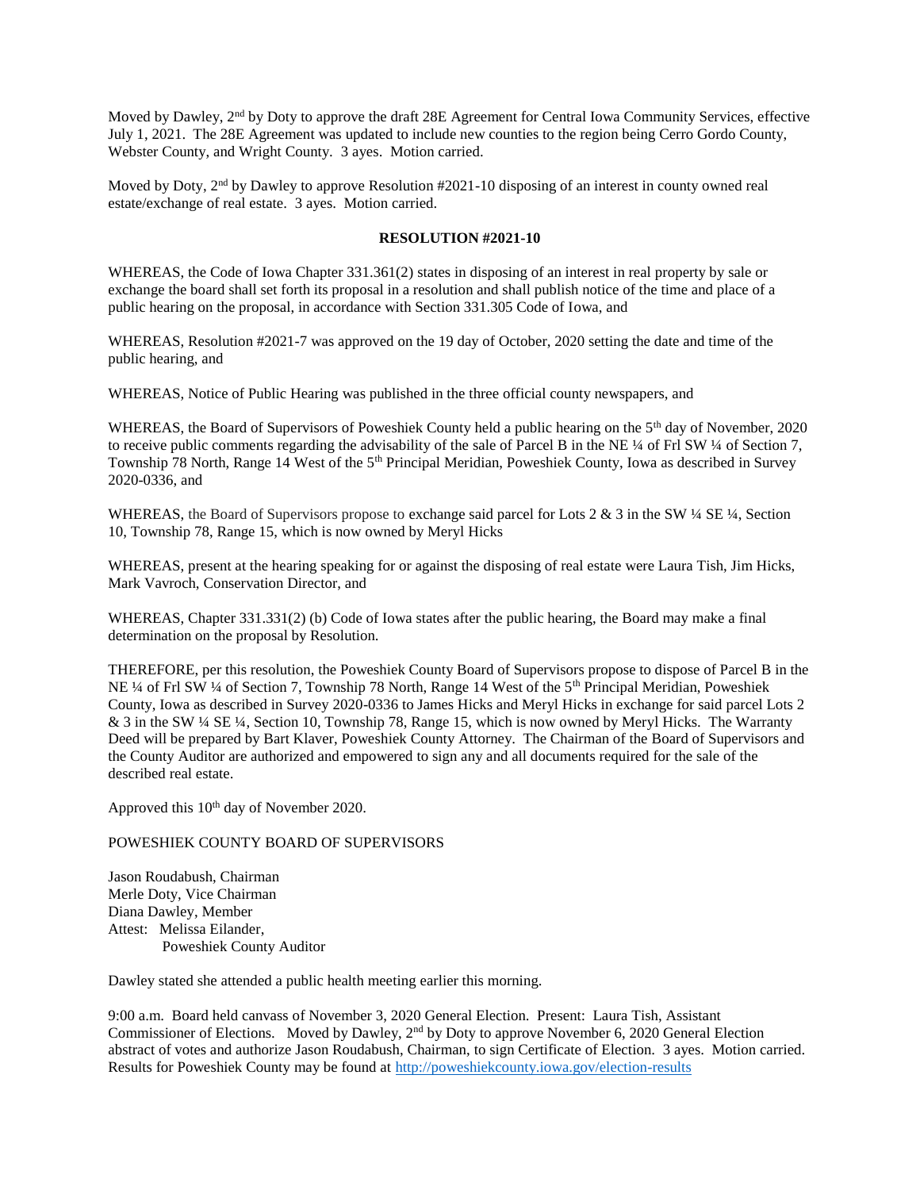Moved by Dawley, 2nd by Doty to approve the draft 28E Agreement for Central Iowa Community Services, effective July 1, 2021. The 28E Agreement was updated to include new counties to the region being Cerro Gordo County, Webster County, and Wright County. 3 ayes. Motion carried.

Moved by Doty, 2nd by Dawley to approve Resolution #2021-10 disposing of an interest in county owned real estate/exchange of real estate. 3 ayes. Motion carried.

**RESOLUTION #2021-10**

WHEREAS, the Code of Iowa Chapter 331.361(2) states in disposing of an interest in real property by sale or exchange the board shall set forth its proposal in a resolution and shall publish notice of the time and place of a public hearing on the proposal, in accordance with Section 331.305 Code of Iowa, and

WHEREAS, Resolution #2021-7 was approved on the 19 day of October, 2020 setting the date and time of the public hearing, and

WHEREAS, Notice of Public Hearing was published in the three official county newspapers, and

WHEREAS, the Board of Supervisors of Poweshiek County held a public hearing on the 5th day of November, 2020 to receive public comments regarding the advisability of the sale of Parcel B in the NE ¼ of Frl SW ¼ of Section 7, Township 78 North, Range 14 West of the 5th Principal Meridian, Poweshiek County, Iowa as described in Survey 2020-0336, and

WHEREAS, the Board of Supervisors propose to exchange said parcel for Lots 2 & 3 in the SW ¼ SE ¼, Section 10, Township 78, Range 15, which is now owned by Meryl Hicks

WHEREAS, present at the hearing speaking for or against the disposing of real estate were Laura Tish, Jim Hicks, Mark Vavroch, Conservation Director, and

WHEREAS, Chapter 331.331(2) (b) Code of Iowa states after the public hearing, the Board may make a final determination on the proposal by Resolution.

THEREFORE, per this resolution, the Poweshiek County Board of Supervisors propose to dispose of Parcel B in the NE ¼ of Frl SW ¼ of Section 7, Township 78 North, Range 14 West of the 5th Principal Meridian, Poweshiek County, Iowa as described in Survey 2020-0336 to James Hicks and Meryl Hicks in exchange for said parcel Lots 2 & 3 in the SW ¼ SE ¼, Section 10, Township 78, Range 15, which is now owned by Meryl Hicks. The Warranty Deed will be prepared by Bart Klaver, Poweshiek County Attorney. The Chairman of the Board of Supervisors and the County Auditor are authorized and empowered to sign any and all documents required for the sale of the described real estate.

Approved this 10th day of November 2020.

POWESHIEK COUNTY BOARD OF SUPERVISORS

Jason Roudabush, Chairman
Merle Doty, Vice Chairman
Diana Dawley, Member
Attest: Melissa Eilander,
Poweshiek County Auditor

Dawley stated she attended a public health meeting earlier this morning.

9:00 a.m. Board held canvass of November 3, 2020 General Election. Present: Laura Tish, Assistant Commissioner of Elections. Moved by Dawley, 2nd by Doty to approve November 6, 2020 General Election abstract of votes and authorize Jason Roudabush, Chairman, to sign Certificate of Election. 3 ayes. Motion carried. Results for Poweshiek County may be found at http://poweshiekcounty.iowa.gov/election-results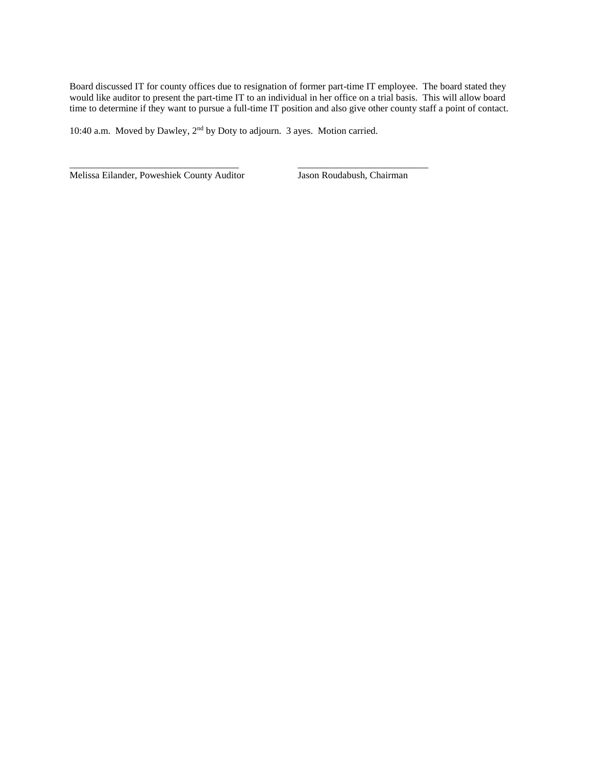Board discussed IT for county offices due to resignation of former part-time IT employee. The board stated they would like auditor to present the part-time IT to an individual in her office on a trial basis. This will allow board time to determine if they want to pursue a full-time IT position and also give other county staff a point of contact.

10:40 a.m. Moved by Dawley, 2nd by Doty to adjourn. 3 ayes. Motion carried.

| | |
|---|---|
| ___________________________________ | ___________________________ |
| Melissa Eilander, Poweshiek County Auditor | Jason Roudabush, Chairman |